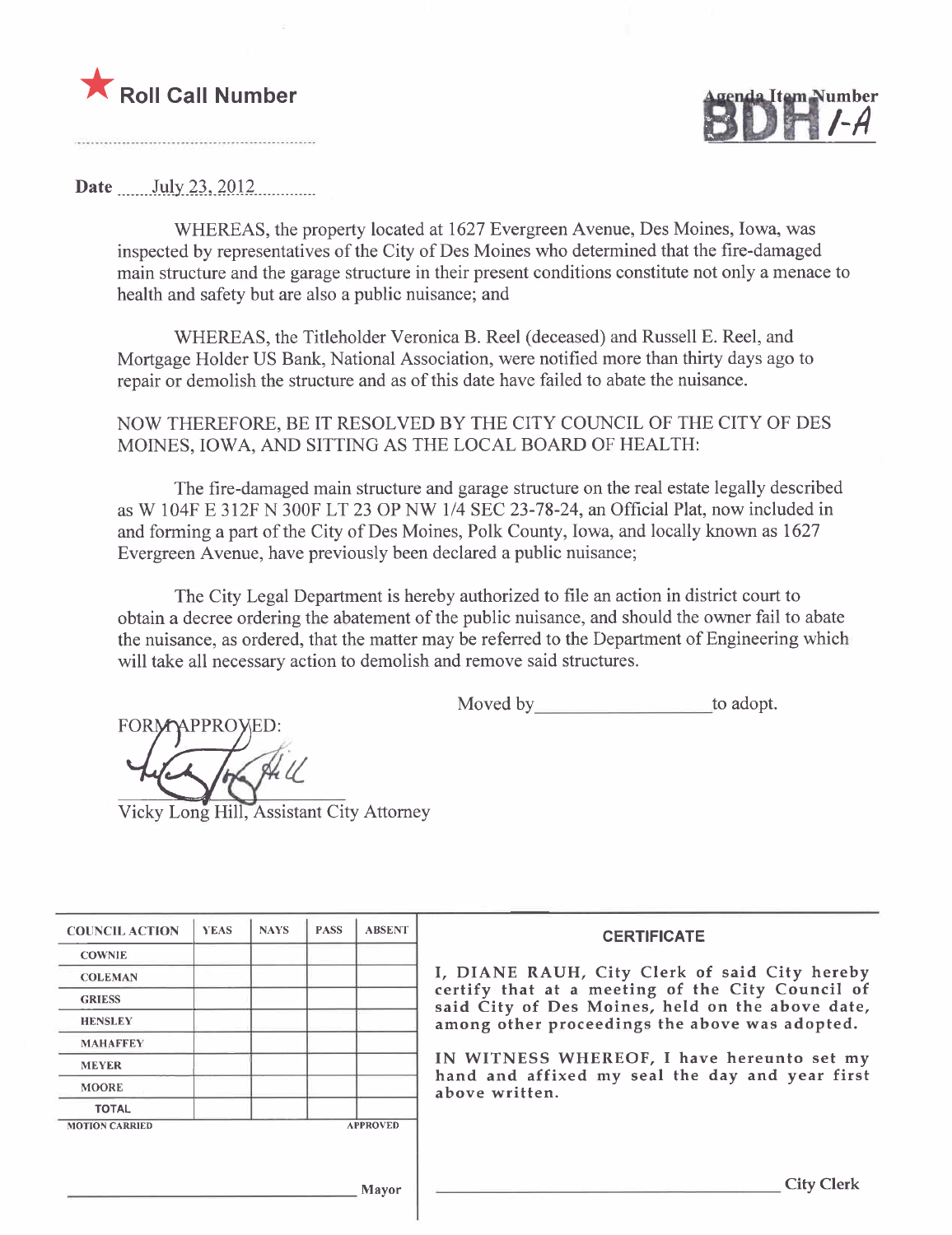★ **Roll Call Number**

Agenda Item Number **BDH 1-A**

Date July 23, 2012

WHEREAS, the property located at 1627 Evergreen Avenue, Des Moines, Iowa, was inspected by representatives of the City of Des Moines who determined that the fire-damaged main structure and the garage structure in their present conditions constitute not only a menace to health and safety but are also a public nuisance; and

WHEREAS, the Titleholder Veronica B. Reel (deceased) and Russell E. Reel, and Mortgage Holder US Bank, National Association, were notified more than thirty days ago to repair or demolish the structure and as of this date have failed to abate the nuisance.

NOW THEREFORE, BE IT RESOLVED BY THE CITY COUNCIL OF THE CITY OF DES MOINES, IOWA, AND SITTING AS THE LOCAL BOARD OF HEALTH:

The fire-damaged main structure and garage structure on the real estate legally described as W 104F E 312F N 300F LT 23 OP NW 1/4 SEC 23-78-24, an Official Plat, now included in and forming a part of the City of Des Moines, Polk County, Iowa, and locally known as 1627 Evergreen Avenue, have previously been declared a public nuisance;

The City Legal Department is hereby authorized to file an action in district court to obtain a decree ordering the abatement of the public nuisance, and should the owner fail to abate the nuisance, as ordered, that the matter may be referred to the Department of Engineering which will take all necessary action to demolish and remove said structures.

Moved by ____________________ to adopt.

FORM APPROVED:

Vicky Long Hill, Assistant City Attorney

| COUNCIL ACTION | YEAS | NAYS | PASS | ABSENT |
|---|---|---|---|---|
| COWNIE | | | | |
| COLEMAN | | | | |
| GRIESS | | | | |
| HENSLEY | | | | |
| MAHAFFEY | | | | |
| MEYER | | | | |
| MOORE | | | | |
| TOTAL | | | | |
| MOTION CARRIED | | | | APPROVED |

____________________ Mayor

**CERTIFICATE**

I, DIANE RAUH, City Clerk of said City hereby certify that at a meeting of the City Council of said City of Des Moines, held on the above date, among other proceedings the above was adopted.

IN WITNESS WHEREOF, I have hereunto set my hand and affixed my seal the day and year first above written.

____________________ City Clerk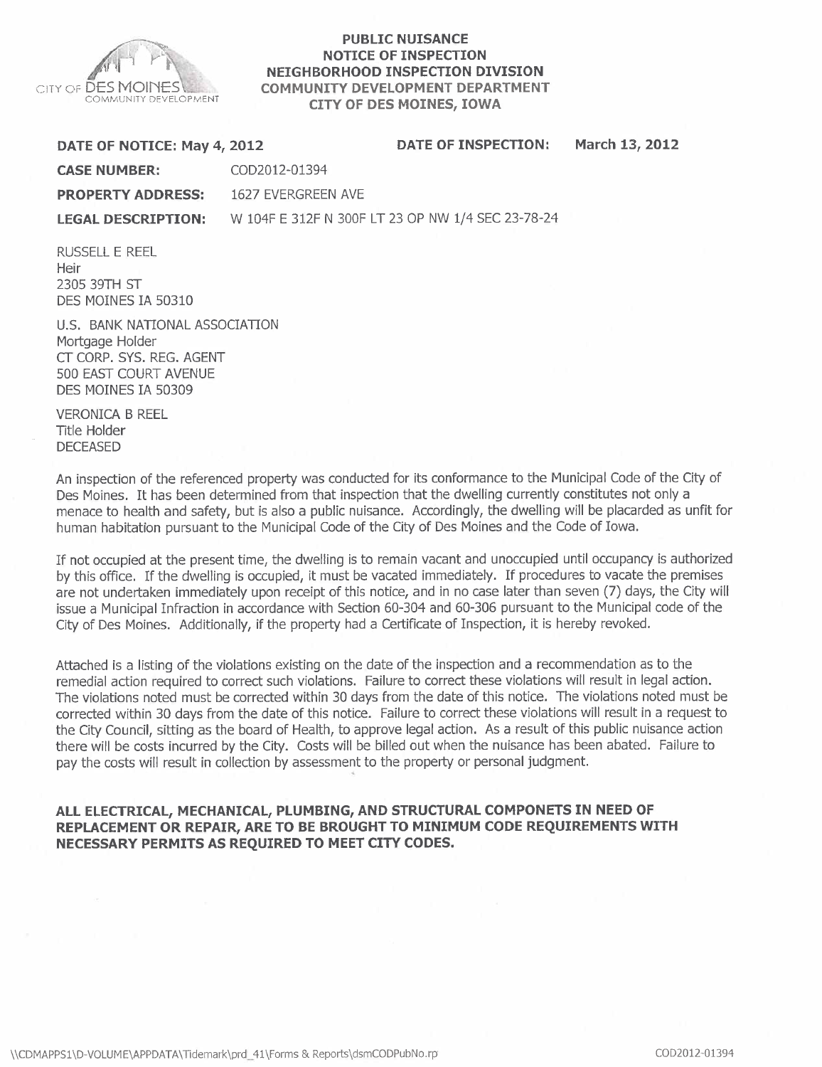CITY OF DES MOINES COMMUNITY DEVELOPMENT

**PUBLIC NUISANCE**
**NOTICE OF INSPECTION**
**NEIGHBORHOOD INSPECTION DIVISION**
**COMMUNITY DEVELOPMENT DEPARTMENT**
**CITY OF DES MOINES, IOWA**

**DATE OF NOTICE: May 4, 2012** **DATE OF INSPECTION: March 13, 2012**

**CASE NUMBER:** COD2012-01394

**PROPERTY ADDRESS:** 1627 EVERGREEN AVE

**LEGAL DESCRIPTION:** W 104F E 312F N 300F LT 23 OP NW 1/4 SEC 23-78-24

RUSSELL E REEL
Heir
2305 39TH ST
DES MOINES IA 50310

U.S. BANK NATIONAL ASSOCIATION
Mortgage Holder
CT CORP. SYS. REG. AGENT
500 EAST COURT AVENUE
DES MOINES IA 50309

VERONICA B REEL
Title Holder
DECEASED

An inspection of the referenced property was conducted for its conformance to the Municipal Code of the City of Des Moines. It has been determined from that inspection that the dwelling currently constitutes not only a menace to health and safety, but is also a public nuisance. Accordingly, the dwelling will be placarded as unfit for human habitation pursuant to the Municipal Code of the City of Des Moines and the Code of Iowa.

If not occupied at the present time, the dwelling is to remain vacant and unoccupied until occupancy is authorized by this office. If the dwelling is occupied, it must be vacated immediately. If procedures to vacate the premises are not undertaken immediately upon receipt of this notice, and in no case later than seven (7) days, the City will issue a Municipal Infraction in accordance with Section 60-304 and 60-306 pursuant to the Municipal code of the City of Des Moines. Additionally, if the property had a Certificate of Inspection, it is hereby revoked.

Attached is a listing of the violations existing on the date of the inspection and a recommendation as to the remedial action required to correct such violations. Failure to correct these violations will result in legal action. The violations noted must be corrected within 30 days from the date of this notice. The violations noted must be corrected within 30 days from the date of this notice. Failure to correct these violations will result in a request to the City Council, sitting as the board of Health, to approve legal action. As a result of this public nuisance action there will be costs incurred by the City. Costs will be billed out when the nuisance has been abated. Failure to pay the costs will result in collection by assessment to the property or personal judgment.

**ALL ELECTRICAL, MECHANICAL, PLUMBING, AND STRUCTURAL COMPONETS IN NEED OF REPLACEMENT OR REPAIR, ARE TO BE BROUGHT TO MINIMUM CODE REQUIREMENTS WITH NECESSARY PERMITS AS REQUIRED TO MEET CITY CODES.**

\\CDMAPPS1\D-VOLUME\APPDATA\Tidemark\prd_41\Forms & Reports\dsmCODPubNo.rp COD2012-01394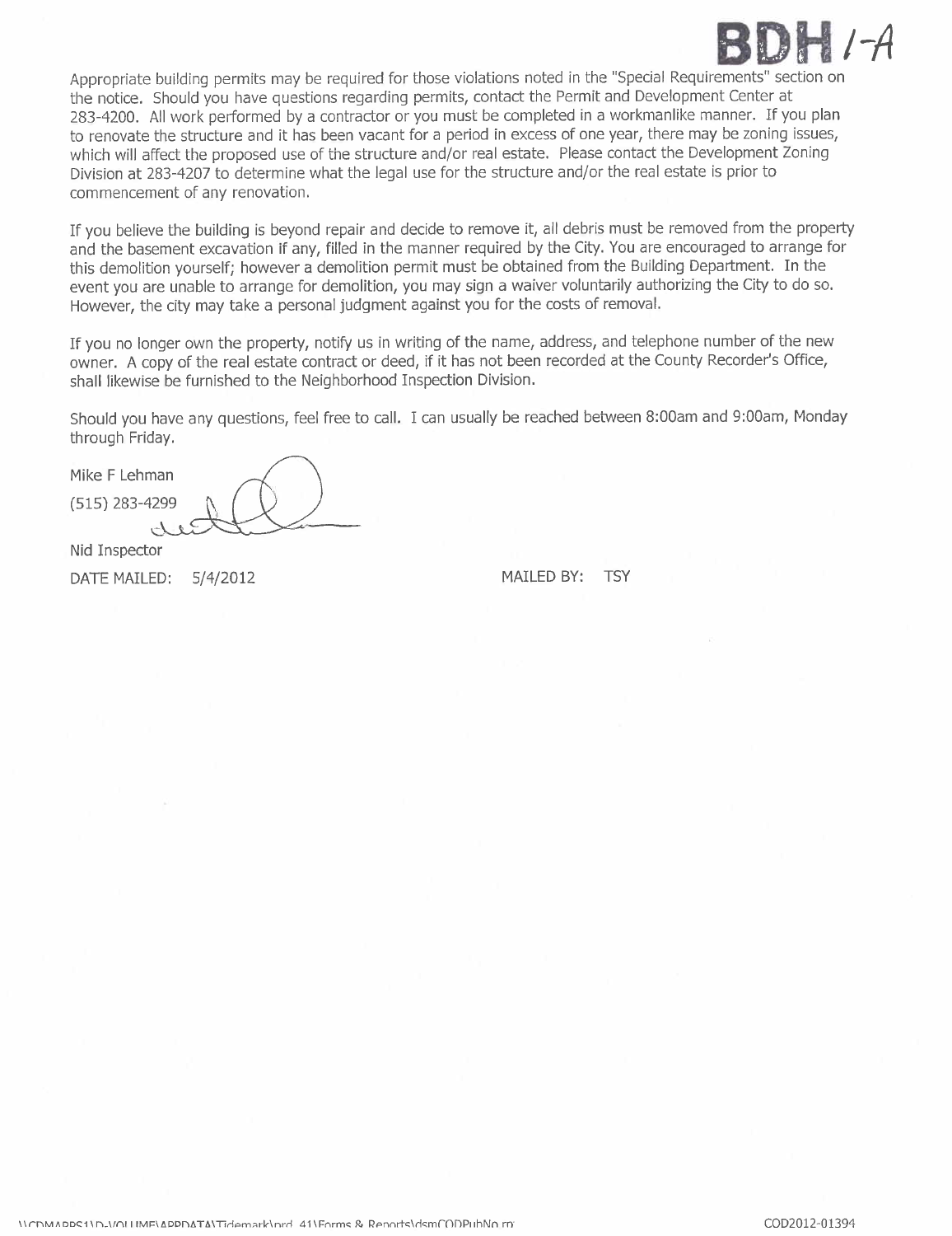BDH 1-A

Appropriate building permits may be required for those violations noted in the "Special Requirements" section on the notice. Should you have questions regarding permits, contact the Permit and Development Center at 283-4200. All work performed by a contractor or you must be completed in a workmanlike manner. If you plan to renovate the structure and it has been vacant for a period in excess of one year, there may be zoning issues, which will affect the proposed use of the structure and/or real estate. Please contact the Development Zoning Division at 283-4207 to determine what the legal use for the structure and/or the real estate is prior to commencement of any renovation.

If you believe the building is beyond repair and decide to remove it, all debris must be removed from the property and the basement excavation if any, filled in the manner required by the City. You are encouraged to arrange for this demolition yourself; however a demolition permit must be obtained from the Building Department. In the event you are unable to arrange for demolition, you may sign a waiver voluntarily authorizing the City to do so. However, the city may take a personal judgment against you for the costs of removal.

If you no longer own the property, notify us in writing of the name, address, and telephone number of the new owner. A copy of the real estate contract or deed, if it has not been recorded at the County Recorder's Office, shall likewise be furnished to the Neighborhood Inspection Division.

Should you have any questions, feel free to call. I can usually be reached between 8:00am and 9:00am, Monday through Friday.

Mike F Lehman
(515) 283-4299

Nid Inspector

DATE MAILED: 5/4/2012 MAILED BY: TSY

\\CDMAPPS1\D-VOLUME\APPDATA\Tidemark\prd_41\Forms & Reports\dsmCODPubNo.rp COD2012-01394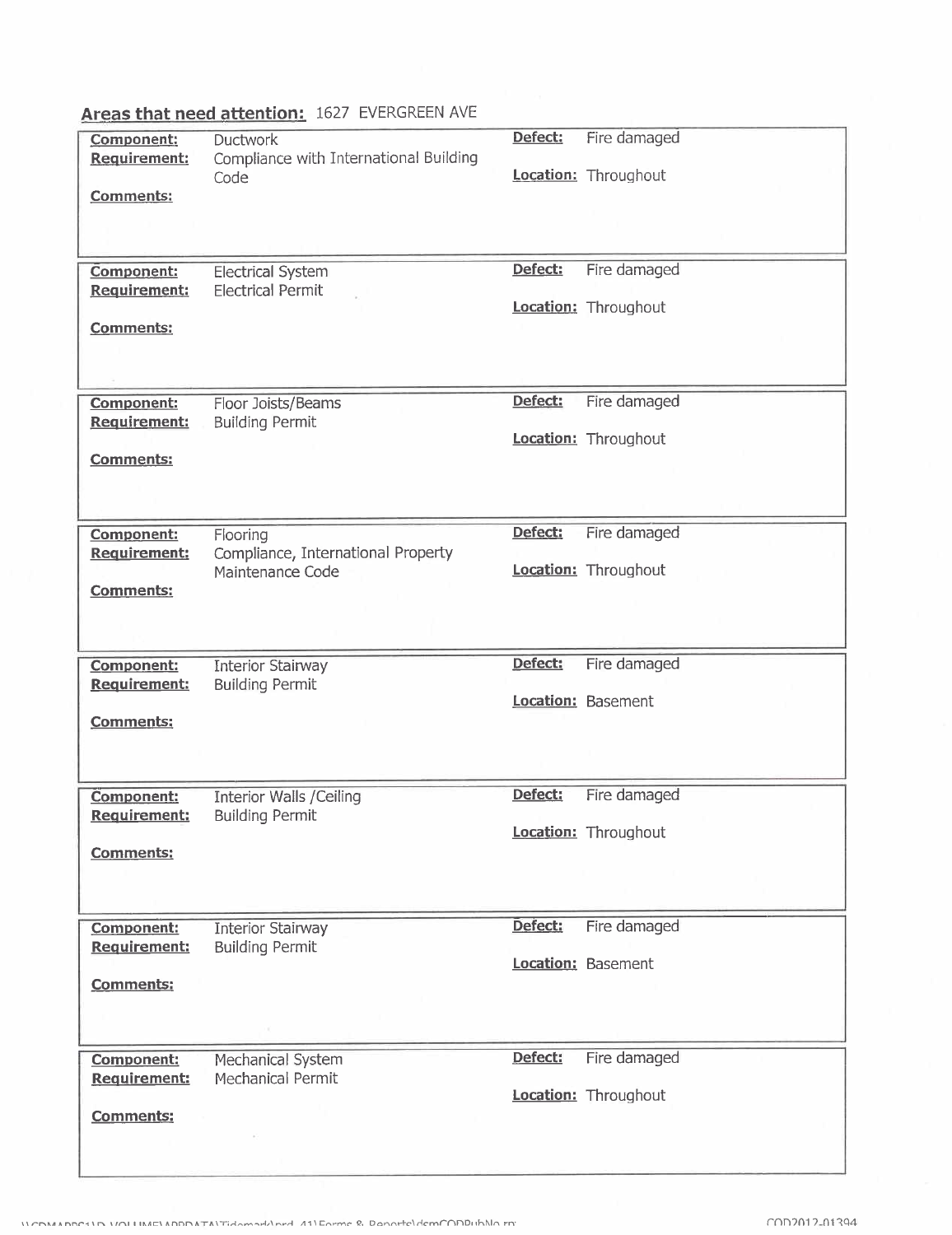**Areas that need attention:** 1627 EVERGREEN AVE

| | | | |
|---|---|---|---|
| **Component:** | Ductwork | **Defect:** | Fire damaged |
| **Requirement:** | Compliance with International Building Code | **Location:** | Throughout |
| **Comments:** | | | |

| | | | |
|---|---|---|---|
| **Component:** | Electrical System | **Defect:** | Fire damaged |
| **Requirement:** | Electrical Permit | **Location:** | Throughout |
| **Comments:** | | | |

| | | | |
|---|---|---|---|
| **Component:** | Floor Joists/Beams | **Defect:** | Fire damaged |
| **Requirement:** | Building Permit | **Location:** | Throughout |
| **Comments:** | | | |

| | | | |
|---|---|---|---|
| **Component:** | Flooring | **Defect:** | Fire damaged |
| **Requirement:** | Compliance, International Property Maintenance Code | **Location:** | Throughout |
| **Comments:** | | | |

| | | | |
|---|---|---|---|
| **Component:** | Interior Stairway | **Defect:** | Fire damaged |
| **Requirement:** | Building Permit | **Location:** | Basement |
| **Comments:** | | | |

| | | | |
|---|---|---|---|
| **Component:** | Interior Walls /Ceiling | **Defect:** | Fire damaged |
| **Requirement:** | Building Permit | **Location:** | Throughout |
| **Comments:** | | | |

| | | | |
|---|---|---|---|
| **Component:** | Interior Stairway | **Defect:** | Fire damaged |
| **Requirement:** | Building Permit | **Location:** | Basement |
| **Comments:** | | | |

| | | | |
|---|---|---|---|
| **Component:** | Mechanical System | **Defect:** | Fire damaged |
| **Requirement:** | Mechanical Permit | **Location:** | Throughout |
| **Comments:** | | | |

COD2012-01394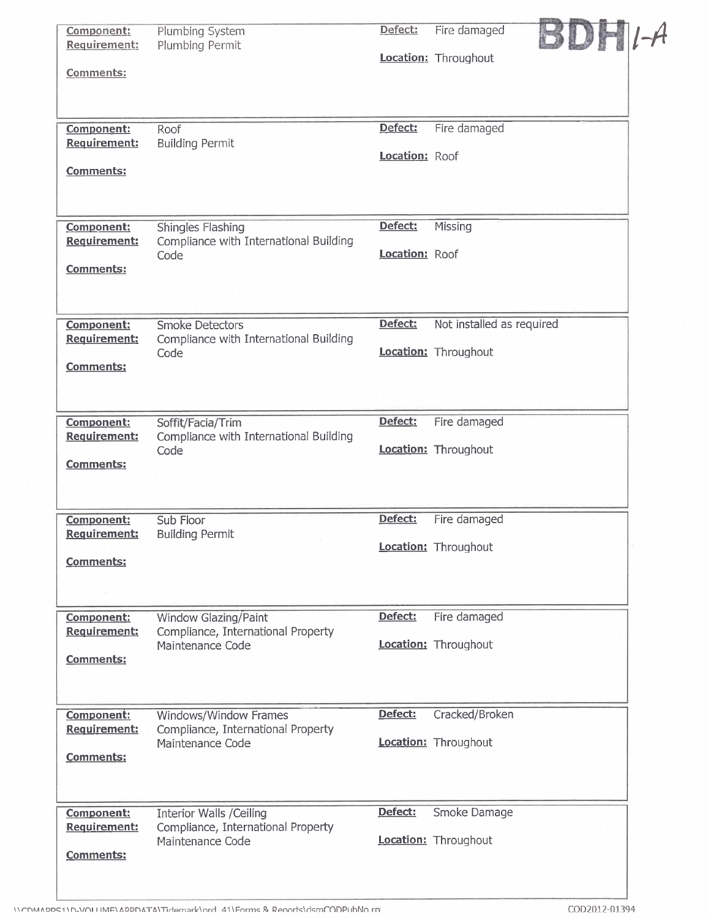BDH 1-A

| Component: | Plumbing System | Defect: | Fire damaged |
|---|---|---|---|
| Requirement: | Plumbing Permit | Location: | Throughout |
| Comments: | | | |

| Component: | Roof | Defect: | Fire damaged |
|---|---|---|---|
| Requirement: | Building Permit | Location: | Roof |
| Comments: | | | |

| Component: | Shingles Flashing | Defect: | Missing |
|---|---|---|---|
| Requirement: | Compliance with International Building Code | Location: | Roof |
| Comments: | | | |

| Component: | Smoke Detectors | Defect: | Not installed as required |
|---|---|---|---|
| Requirement: | Compliance with International Building Code | Location: | Throughout |
| Comments: | | | |

| Component: | Soffit/Facia/Trim | Defect: | Fire damaged |
|---|---|---|---|
| Requirement: | Compliance with International Building Code | Location: | Throughout |
| Comments: | | | |

| Component: | Sub Floor | Defect: | Fire damaged |
|---|---|---|---|
| Requirement: | Building Permit | Location: | Throughout |
| Comments: | | | |

| Component: | Window Glazing/Paint | Defect: | Fire damaged |
|---|---|---|---|
| Requirement: | Compliance, International Property Maintenance Code | Location: | Throughout |
| Comments: | | | |

| Component: | Windows/Window Frames | Defect: | Cracked/Broken |
|---|---|---|---|
| Requirement: | Compliance, International Property Maintenance Code | Location: | Throughout |
| Comments: | | | |

| Component: | Interior Walls /Ceiling | Defect: | Smoke Damage |
|---|---|---|---|
| Requirement: | Compliance, International Property Maintenance Code | Location: | Throughout |
| Comments: | | | |

\\CDMAPPS1\D-VOLUME\APPDATA\Tidemark\prd_41\Forms & Reports\dsmCODPubNo.rp COD2012-01394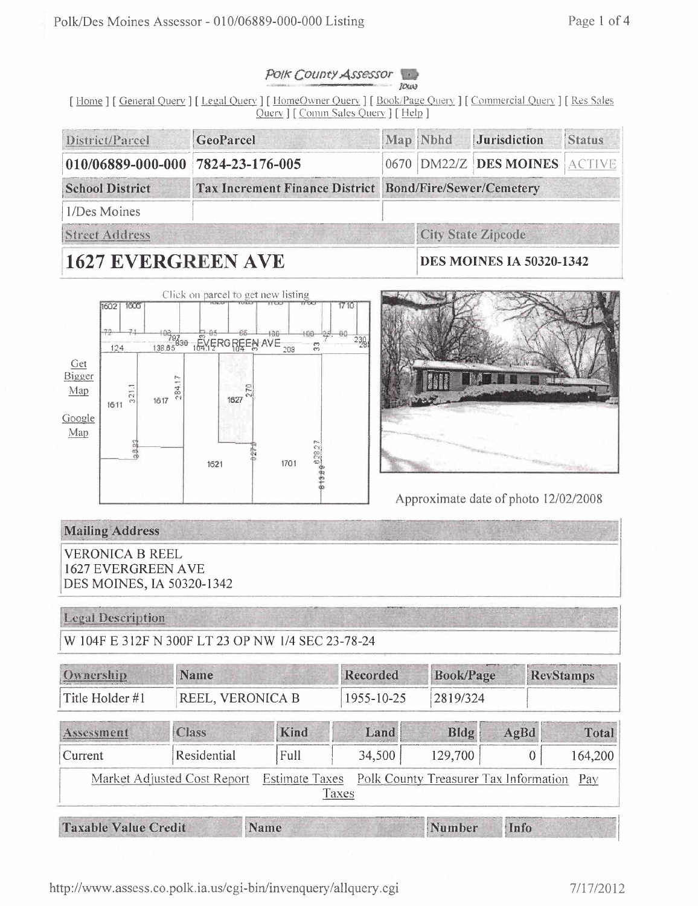Polk County Assessor Iowa

[ Home ] [ General Query ] [ Legal Query ] [ HomeOwner Query ] [ Book/Page Query ] [ Commercial Query ] [ Res Sales Query ] [ Comm Sales Query ] [ Help ]

| District/Parcel | GeoParcel | Map | Nbhd | Jurisdiction | Status |
|---|---|---|---|---|---|
| 010/06889-000-000 | 7824-23-176-005 | 0670 | DM22/Z | DES MOINES | ACTIVE |

| School District | Tax Increment Finance District | Bond/Fire/Sewer/Cemetery |
|---|---|---|
| 1/Des Moines | | |

| Street Address | City State Zipcode |
|---|---|
| **1627 EVERGREEN AVE** | **DES MOINES IA 50320-1342** |

Click on parcel to get new listing

Get Bigger Map

Google Map

Approximate date of photo 12/02/2008

**Mailing Address**

VERONICA B REEL
1627 EVERGREEN AVE
DES MOINES, IA 50320-1342

**Legal Description**

W 104F E 312F N 300F LT 23 OP NW 1/4 SEC 23-78-24

| Ownership | Name | Recorded | Book/Page | RevStamps |
|---|---|---|---|---|
| Title Holder #1 | REEL, VERONICA B | 1955-10-25 | 2819/324 | |

| Assessment | Class | Kind | Land | Bldg | AgBd | Total |
|---|---|---|---|---|---|---|
| Current | Residential | Full | 34,500 | 129,700 | 0 | 164,200 |

Market Adjusted Cost Report   Estimate Taxes   Polk County Treasurer Tax Information   Pay Taxes

| Taxable Value Credit | Name | Number | Info |
|---|---|---|---|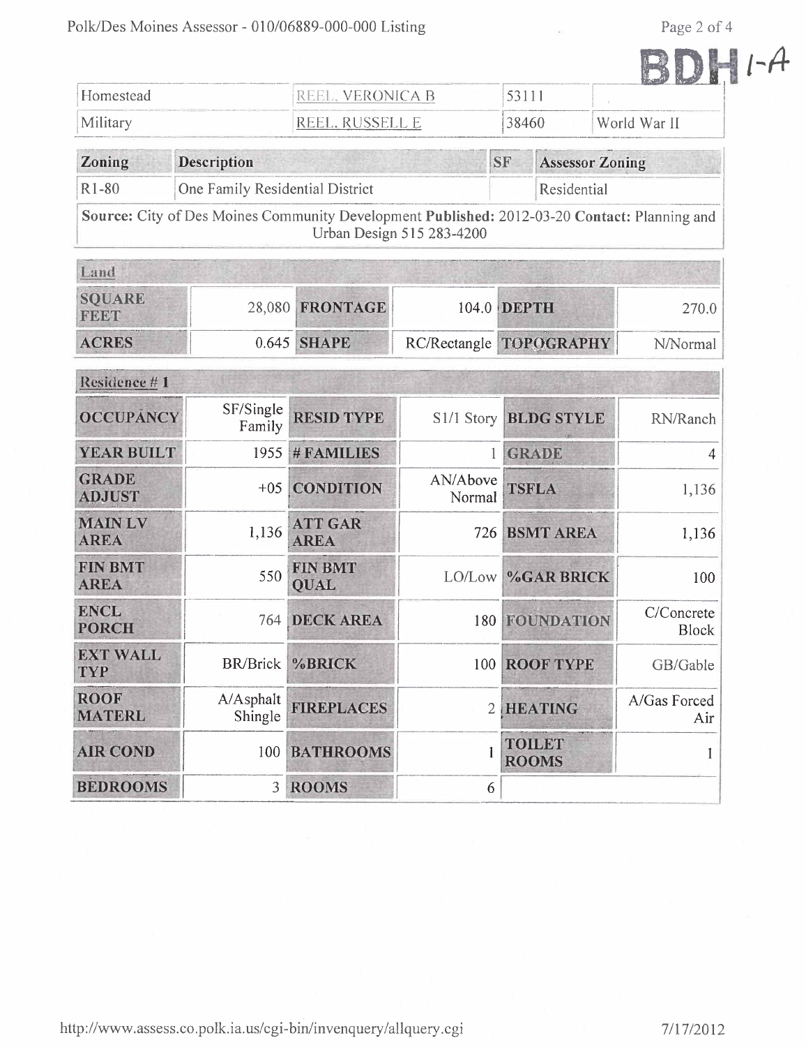BDH 1-A

| Homestead | REEL, VERONICA B | 53111 | |
|---|---|---|---|
| Military | REEL, RUSSELL E | 38460 | World War II |

| Zoning | Description | SF | Assessor Zoning |
|---|---|---|---|
| R1-80 | One Family Residential District | | Residential |

**Source:** City of Des Moines Community Development **Published:** 2012-03-20 **Contact:** Planning and Urban Design 515 283-4200

| Land | | | | | |
|---|---|---|---|---|---|
| **SQUARE FEET** | 28,080 | **FRONTAGE** | 104.0 | **DEPTH** | 270.0 |
| **ACRES** | 0.645 | **SHAPE** | RC/Rectangle | **TOPOGRAPHY** | N/Normal |

| Residence # 1 | | | | | |
|---|---|---|---|---|---|
| **OCCUPANCY** | SF/Single Family | **RESID TYPE** | S1/1 Story | **BLDG STYLE** | RN/Ranch |
| **YEAR BUILT** | 1955 | **# FAMILIES** | 1 | **GRADE** | 4 |
| **GRADE ADJUST** | +05 | **CONDITION** | AN/Above Normal | **TSFLA** | 1,136 |
| **MAIN LV AREA** | 1,136 | **ATT GAR AREA** | 726 | **BSMT AREA** | 1,136 |
| **FIN BMT AREA** | 550 | **FIN BMT QUAL** | LO/Low | **%GAR BRICK** | 100 |
| **ENCL PORCH** | 764 | **DECK AREA** | 180 | **FOUNDATION** | C/Concrete Block |
| **EXT WALL TYP** | BR/Brick | **%BRICK** | 100 | **ROOF TYPE** | GB/Gable |
| **ROOF MATERL** | A/Asphalt Shingle | **FIREPLACES** | 2 | **HEATING** | A/Gas Forced Air |
| **AIR COND** | 100 | **BATHROOMS** | 1 | **TOILET ROOMS** | 1 |
| **BEDROOMS** | 3 | **ROOMS** | 6 | | |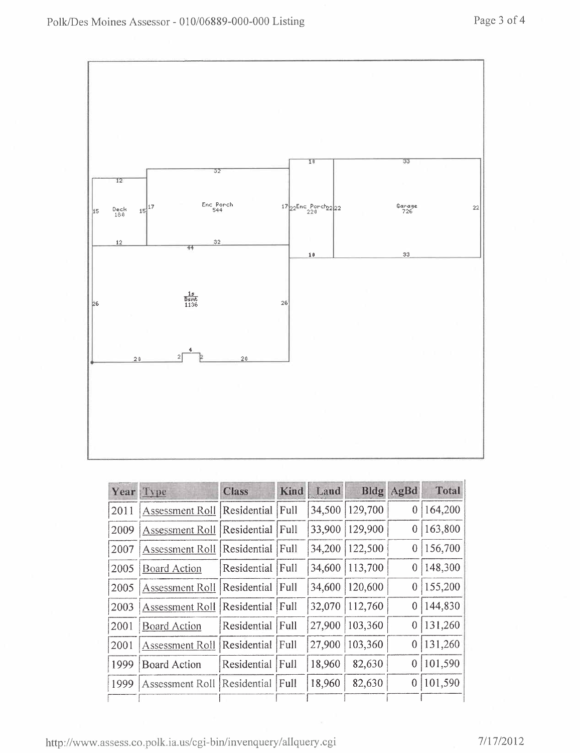| Year | Type | Class | Kind | Land | Bldg | AgBd | Total |
|---|---|---|---|---|---|---|---|
| 2011 | Assessment Roll | Residential | Full | 34,500 | 129,700 | 0 | 164,200 |
| 2009 | Assessment Roll | Residential | Full | 33,900 | 129,900 | 0 | 163,800 |
| 2007 | Assessment Roll | Residential | Full | 34,200 | 122,500 | 0 | 156,700 |
| 2005 | Board Action | Residential | Full | 34,600 | 113,700 | 0 | 148,300 |
| 2005 | Assessment Roll | Residential | Full | 34,600 | 120,600 | 0 | 155,200 |
| 2003 | Assessment Roll | Residential | Full | 32,070 | 112,760 | 0 | 144,830 |
| 2001 | Board Action | Residential | Full | 27,900 | 103,360 | 0 | 131,260 |
| 2001 | Assessment Roll | Residential | Full | 27,900 | 103,360 | 0 | 131,260 |
| 1999 | Board Action | Residential | Full | 18,960 | 82,630 | 0 | 101,590 |
| 1999 | Assessment Roll | Residential | Full | 18,960 | 82,630 | 0 | 101,590 |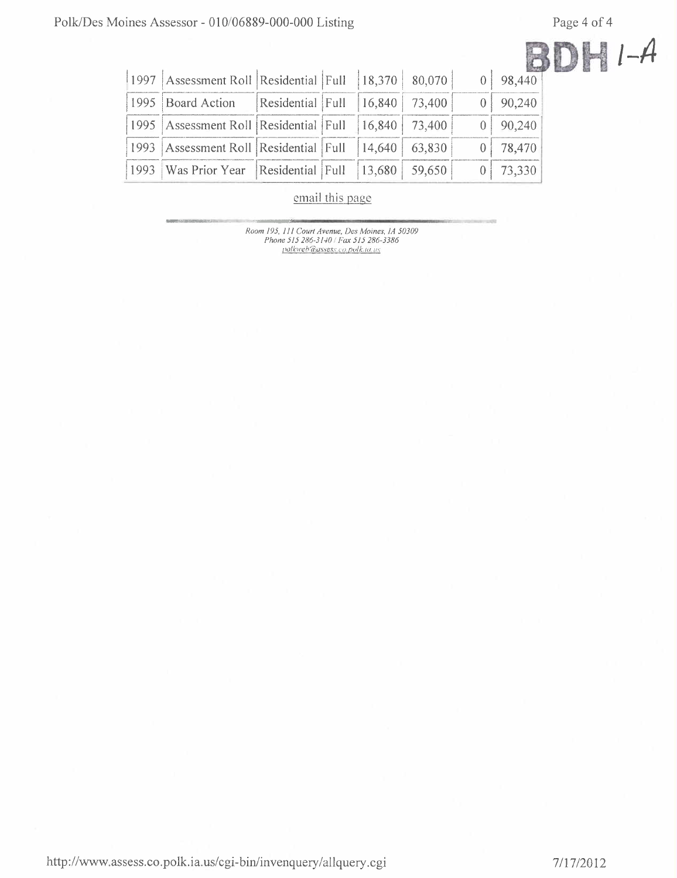BDH 1-A

| | | | | | | | |
|---|---|---|---|---|---|---|---|
| 1997 | Assessment Roll | Residential | Full | 18,370 | 80,070 | 0 | 98,440 |
| 1995 | Board Action | Residential | Full | 16,840 | 73,400 | 0 | 90,240 |
| 1995 | Assessment Roll | Residential | Full | 16,840 | 73,400 | 0 | 90,240 |
| 1993 | Assessment Roll | Residential | Full | 14,640 | 63,830 | 0 | 78,470 |
| 1993 | Was Prior Year | Residential | Full | 13,680 | 59,650 | 0 | 73,330 |

email this page

*Room 195, 111 Court Avenue, Des Moines, IA 50309*
*Phone 515 286-3140 / Fax 515 286-3386*
polkweb@assess.co.polk.ia.us